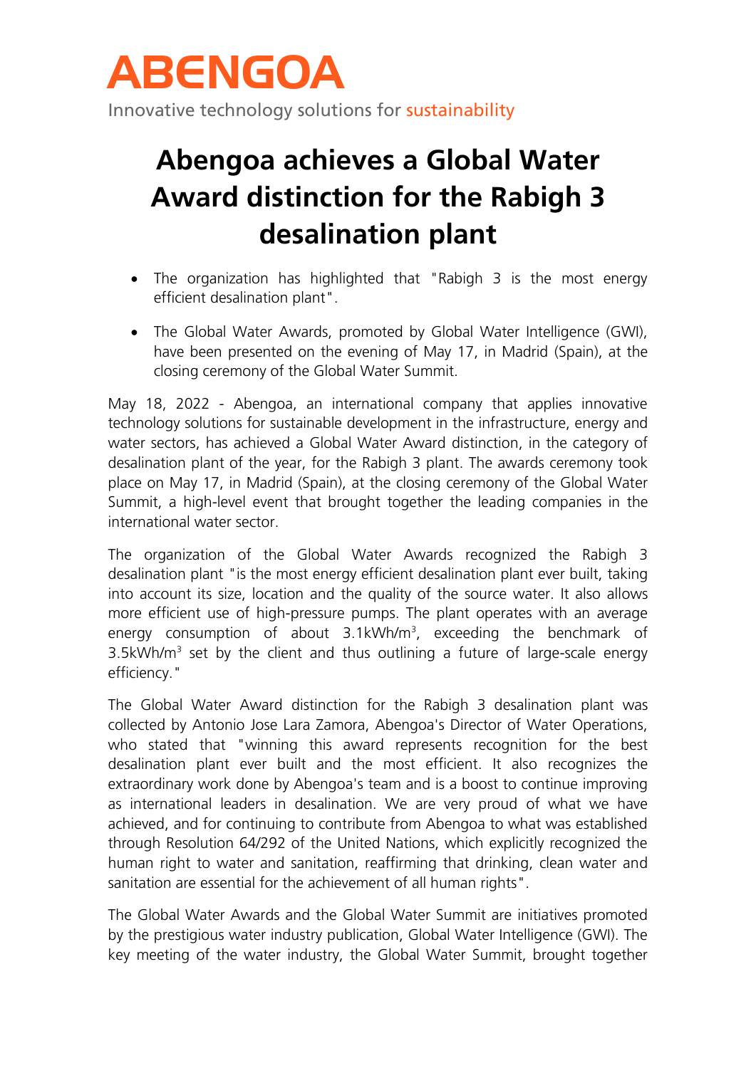ABENGOA

Innovative technology solutions for sustainability

# Abengoa achieves a Global Water Award distinction for the Rabigh 3 desalination plant

- The organization has highlighted that "Rabigh 3 is the most energy efficient desalination plant".
- The Global Water Awards, promoted by Global Water Intelligence (GWI), have been presented on the evening of May 17, in Madrid (Spain), at the closing ceremony of the Global Water Summit.

May 18, 2022 - Abengoa, an international company that applies innovative technology solutions for sustainable development in the infrastructure, energy and water sectors, has achieved a Global Water Award distinction, in the category of desalination plant of the year, for the Rabigh 3 plant. The awards ceremony took place on May 17, in Madrid (Spain), at the closing ceremony of the Global Water Summit, a high-level event that brought together the leading companies in the international water sector.

The organization of the Global Water Awards recognized the Rabigh 3 desalination plant "is the most energy efficient desalination plant ever built, taking into account its size, location and the quality of the source water. It also allows more efficient use of high-pressure pumps. The plant operates with an average energy consumption of about 3.1kWh/$m^3$, exceeding the benchmark of 3.5kWh/$m^3$ set by the client and thus outlining a future of large-scale energy efficiency."

The Global Water Award distinction for the Rabigh 3 desalination plant was collected by Antonio Jose Lara Zamora, Abengoa's Director of Water Operations, who stated that "winning this award represents recognition for the best desalination plant ever built and the most efficient. It also recognizes the extraordinary work done by Abengoa's team and is a boost to continue improving as international leaders in desalination. We are very proud of what we have achieved, and for continuing to contribute from Abengoa to what was established through Resolution 64/292 of the United Nations, which explicitly recognized the human right to water and sanitation, reaffirming that drinking, clean water and sanitation are essential for the achievement of all human rights".

The Global Water Awards and the Global Water Summit are initiatives promoted by the prestigious water industry publication, Global Water Intelligence (GWI). The key meeting of the water industry, the Global Water Summit, brought together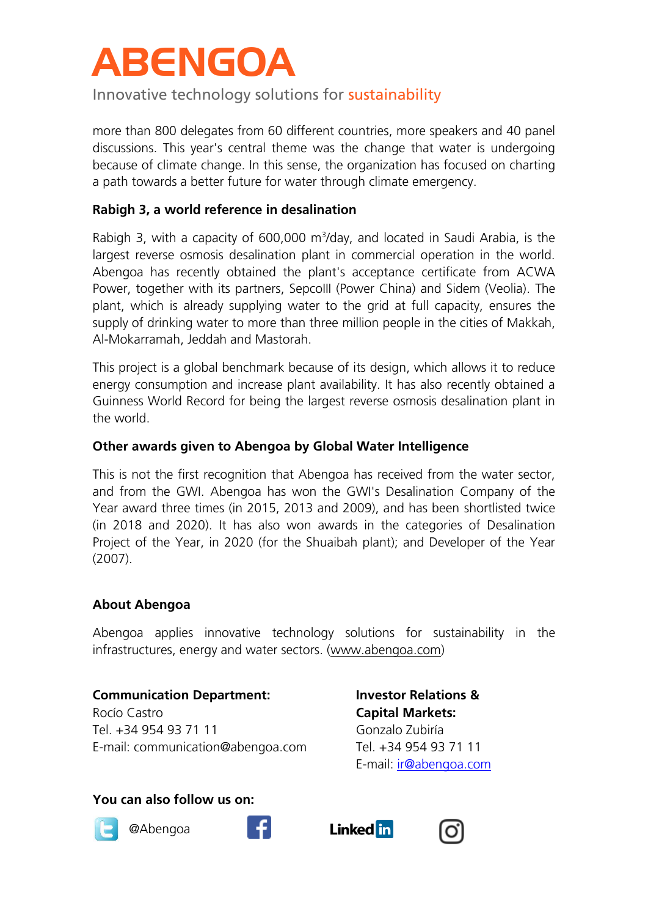more than 800 delegates from 60 different countries, more speakers and 40 panel discussions. This year's central theme was the change that water is undergoing because of climate change. In this sense, the organization has focused on charting a path towards a better future for water through climate emergency.

**Rabigh 3, a world reference in desalination**

Rabigh 3, with a capacity of 600,000 $m^3$/day, and located in Saudi Arabia, is the largest reverse osmosis desalination plant in commercial operation in the world. Abengoa has recently obtained the plant's acceptance certificate from ACWA Power, together with its partners, SepcoIII (Power China) and Sidem (Veolia). The plant, which is already supplying water to the grid at full capacity, ensures the supply of drinking water to more than three million people in the cities of Makkah, Al-Mokarramah, Jeddah and Mastorah.

This project is a global benchmark because of its design, which allows it to reduce energy consumption and increase plant availability. It has also recently obtained a Guinness World Record for being the largest reverse osmosis desalination plant in the world.

**Other awards given to Abengoa by Global Water Intelligence**

This is not the first recognition that Abengoa has received from the water sector, and from the GWI. Abengoa has won the GWI's Desalination Company of the Year award three times (in 2015, 2013 and 2009), and has been shortlisted twice (in 2018 and 2020). It has also won awards in the categories of Desalination Project of the Year, in 2020 (for the Shuaibah plant); and Developer of the Year (2007).

**About Abengoa**

Abengoa applies innovative technology solutions for sustainability in the infrastructures, energy and water sectors. (www.abengoa.com)

**Communication Department:**
Rocío Castro
Tel. +34 954 93 71 11
E-mail: communication@abengoa.com

**Investor Relations & Capital Markets:**
Gonzalo Zubiría
Tel. +34 954 93 71 11
E-mail: ir@abengoa.com

**You can also follow us on:**

@Abengoa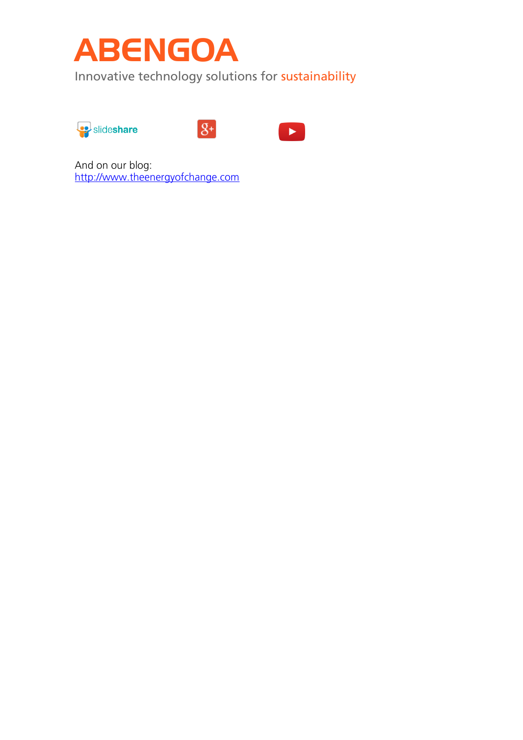# ABENGOA

Innovative technology solutions for sustainability

slideshare

And on our blog:
http://www.theenergyofchange.com